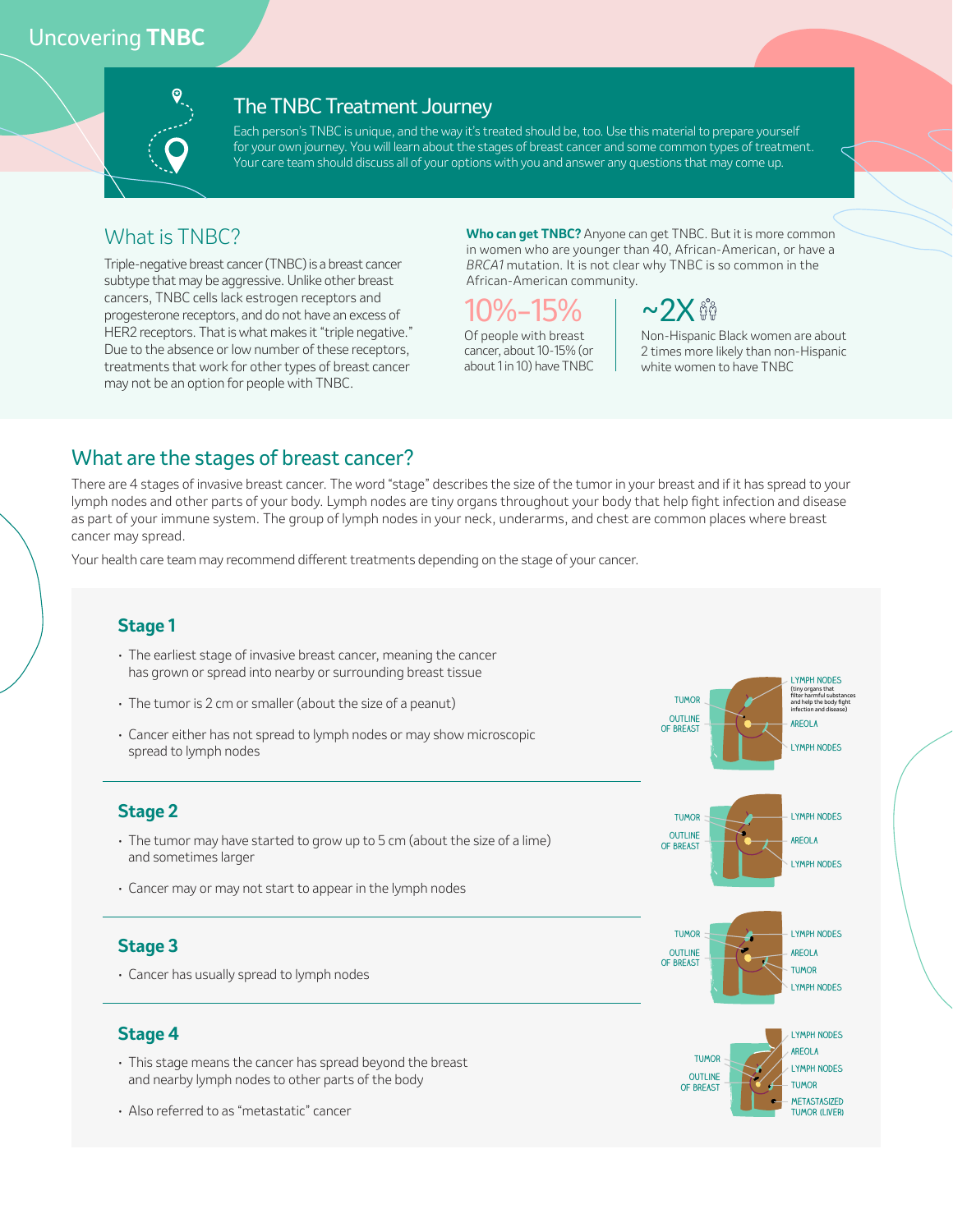# Uncovering TNBC

## The TNBC Treatment Journey

Each person's TNBC is unique, and the way it's treated should be, too. Use this material to prepare yourself for your own journey. You will learn about the stages of breast cancer and some common types of treatment. Your care team should discuss all of your options with you and answer any questions that may come up.

## What is TNBC?

Triple-negative breast cancer (TNBC) is a breast cancer subtype that may be aggressive. Unlike other breast cancers, TNBC cells lack estrogen receptors and progesterone receptors, and do not have an excess of HER2 receptors. That is what makes it "triple negative." Due to the absence or low number of these receptors, treatments that work for other types of breast cancer may not be an option for people with TNBC.

**Who can get TNBC?** Anyone can get TNBC. But it is more common in women who are younger than 40, African-American, or have a *BRCA1* mutation. It is not clear why TNBC is so common in the African-American community.

**10%–15%**
Of people with breast cancer, about 10-15% (or about 1 in 10) have TNBC

**~2X**
Non-Hispanic Black women are about 2 times more likely than non-Hispanic white women to have TNBC

## What are the stages of breast cancer?

There are 4 stages of invasive breast cancer. The word "stage" describes the size of the tumor in your breast and if it has spread to your lymph nodes and other parts of your body. Lymph nodes are tiny organs throughout your body that help fight infection and disease as part of your immune system. The group of lymph nodes in your neck, underarms, and chest are common places where breast cancer may spread.

Your health care team may recommend different treatments depending on the stage of your cancer.

### Stage 1

- The earliest stage of invasive breast cancer, meaning the cancer has grown or spread into nearby or surrounding breast tissue
- The tumor is 2 cm or smaller (about the size of a peanut)
- Cancer either has not spread to lymph nodes or may show microscopic spread to lymph nodes

### Stage 2

- The tumor may have started to grow up to 5 cm (about the size of a lime) and sometimes larger
- Cancer may or may not start to appear in the lymph nodes

### Stage 3

- Cancer has usually spread to lymph nodes

### Stage 4

- This stage means the cancer has spread beyond the breast and nearby lymph nodes to other parts of the body
- Also referred to as "metastatic" cancer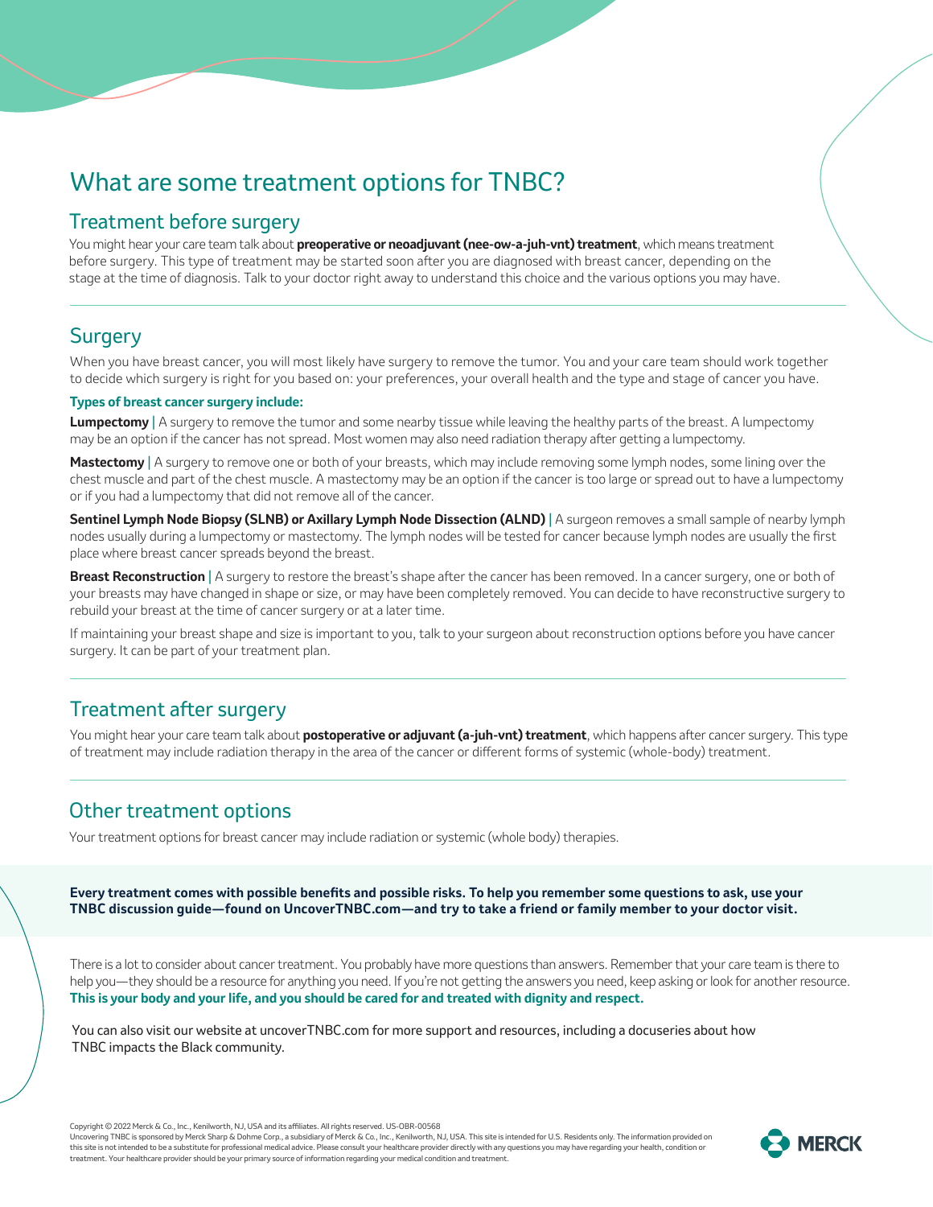# What are some treatment options for TNBC?

## Treatment before surgery

You might hear your care team talk about **preoperative or neoadjuvant (nee-ow-a-juh-vnt) treatment**, which means treatment before surgery. This type of treatment may be started soon after you are diagnosed with breast cancer, depending on the stage at the time of diagnosis. Talk to your doctor right away to understand this choice and the various options you may have.

## Surgery

When you have breast cancer, you will most likely have surgery to remove the tumor. You and your care team should work together to decide which surgery is right for you based on: your preferences, your overall health and the type and stage of cancer you have.

**Types of breast cancer surgery include:**

**Lumpectomy** | A surgery to remove the tumor and some nearby tissue while leaving the healthy parts of the breast. A lumpectomy may be an option if the cancer has not spread. Most women may also need radiation therapy after getting a lumpectomy.

**Mastectomy** | A surgery to remove one or both of your breasts, which may include removing some lymph nodes, some lining over the chest muscle and part of the chest muscle. A mastectomy may be an option if the cancer is too large or spread out to have a lumpectomy or if you had a lumpectomy that did not remove all of the cancer.

**Sentinel Lymph Node Biopsy (SLNB) or Axillary Lymph Node Dissection (ALND)** | A surgeon removes a small sample of nearby lymph nodes usually during a lumpectomy or mastectomy. The lymph nodes will be tested for cancer because lymph nodes are usually the first place where breast cancer spreads beyond the breast.

**Breast Reconstruction** | A surgery to restore the breast's shape after the cancer has been removed. In a cancer surgery, one or both of your breasts may have changed in shape or size, or may have been completely removed. You can decide to have reconstructive surgery to rebuild your breast at the time of cancer surgery or at a later time.

If maintaining your breast shape and size is important to you, talk to your surgeon about reconstruction options before you have cancer surgery. It can be part of your treatment plan.

## Treatment after surgery

You might hear your care team talk about **postoperative or adjuvant (a-juh-vnt) treatment**, which happens after cancer surgery. This type of treatment may include radiation therapy in the area of the cancer or different forms of systemic (whole-body) treatment.

## Other treatment options

Your treatment options for breast cancer may include radiation or systemic (whole body) therapies.

**Every treatment comes with possible benefits and possible risks. To help you remember some questions to ask, use your TNBC discussion guide—found on UncoverTNBC.com—and try to take a friend or family member to your doctor visit.**

There is a lot to consider about cancer treatment. You probably have more questions than answers. Remember that your care team is there to help you—they should be a resource for anything you need. If you're not getting the answers you need, keep asking or look for another resource. **This is your body and your life, and you should be cared for and treated with dignity and respect.**

You can also visit our website at uncoverTNBC.com for more support and resources, including a docuseries about how TNBC impacts the Black community.

Copyright © 2022 Merck & Co., Inc., Kenilworth, NJ, USA and its affiliates. All rights reserved. US-OBR-00568
Uncovering TNBC is sponsored by Merck Sharp & Dohme Corp., a subsidiary of Merck & Co., Inc., Kenilworth, NJ, USA. This site is intended for U.S. Residents only. The information provided on this site is not intended to be a substitute for professional medical advice. Please consult your healthcare provider directly with any questions you may have regarding your health, condition or treatment. Your healthcare provider should be your primary source of information regarding your medical condition and treatment.

MERCK